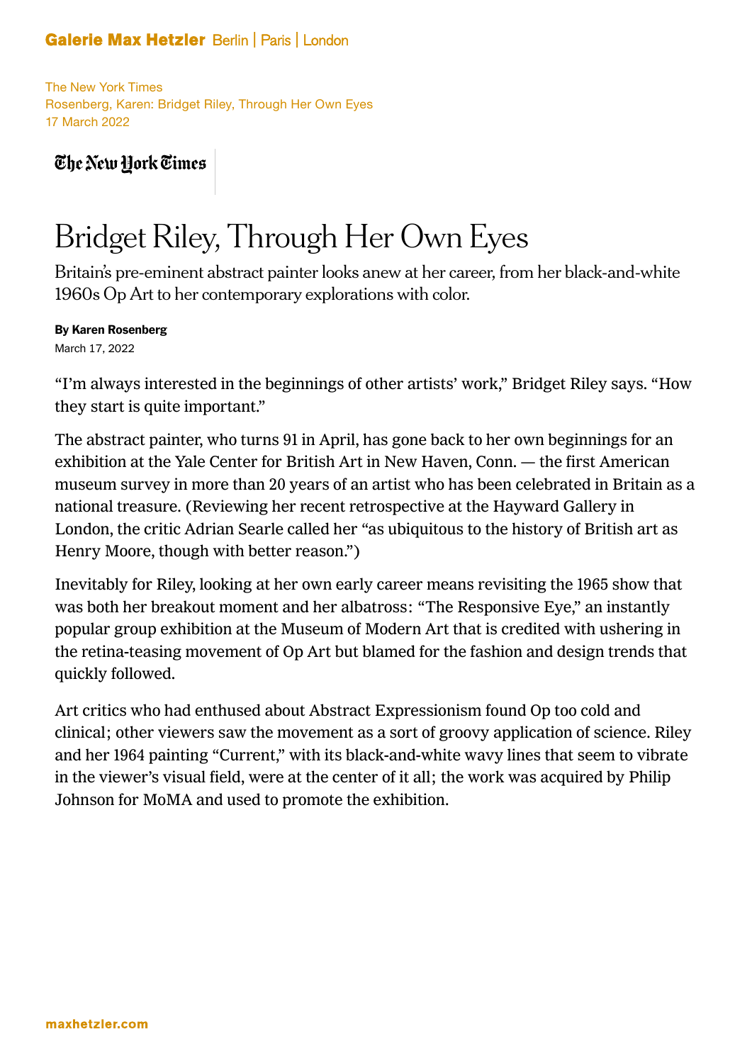Galerie Max Hetzler Berlin | Paris | London

The New York Times
Rosenberg, Karen: Bridget Riley, Through Her Own Eyes
17 March 2022

The New York Times

# Bridget Riley, Through Her Own Eyes

Britain's pre-eminent abstract painter looks anew at her career, from her black-and-white 1960s Op Art to her contemporary explorations with color.

**By Karen Rosenberg**
March 17, 2022

"I'm always interested in the beginnings of other artists' work," Bridget Riley says. "How they start is quite important."

The abstract painter, who turns 91 in April, has gone back to her own beginnings for an exhibition at the Yale Center for British Art in New Haven, Conn. — the first American museum survey in more than 20 years of an artist who has been celebrated in Britain as a national treasure. (Reviewing her recent retrospective at the Hayward Gallery in London, the critic Adrian Searle called her "as ubiquitous to the history of British art as Henry Moore, though with better reason.")

Inevitably for Riley, looking at her own early career means revisiting the 1965 show that was both her breakout moment and her albatross: "The Responsive Eye," an instantly popular group exhibition at the Museum of Modern Art that is credited with ushering in the retina-teasing movement of Op Art but blamed for the fashion and design trends that quickly followed.

Art critics who had enthused about Abstract Expressionism found Op too cold and clinical; other viewers saw the movement as a sort of groovy application of science. Riley and her 1964 painting "Current," with its black-and-white wavy lines that seem to vibrate in the viewer's visual field, were at the center of it all; the work was acquired by Philip Johnson for MoMA and used to promote the exhibition.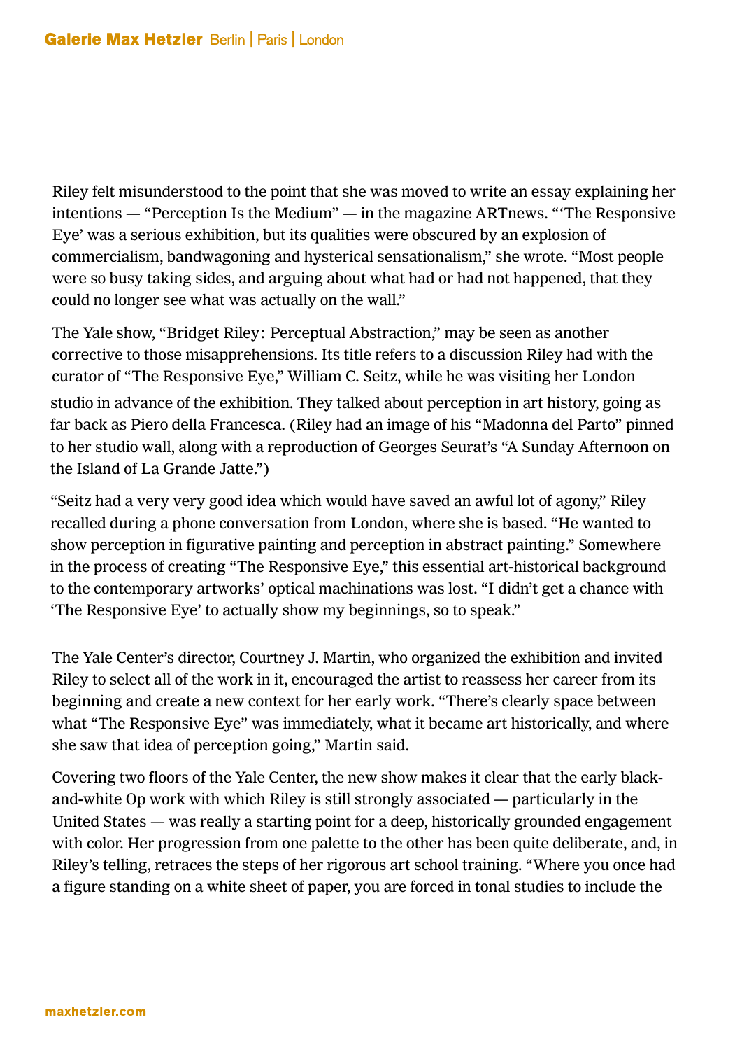Riley felt misunderstood to the point that she was moved to write an essay explaining her intentions — "Perception Is the Medium" — in the magazine ARTnews. "'The Responsive Eye' was a serious exhibition, but its qualities were obscured by an explosion of commercialism, bandwagoning and hysterical sensationalism," she wrote. "Most people were so busy taking sides, and arguing about what had or had not happened, that they could no longer see what was actually on the wall."

The Yale show, "Bridget Riley: Perceptual Abstraction," may be seen as another corrective to those misapprehensions. Its title refers to a discussion Riley had with the curator of "The Responsive Eye," William C. Seitz, while he was visiting her London studio in advance of the exhibition. They talked about perception in art history, going as far back as Piero della Francesca. (Riley had an image of his "Madonna del Parto" pinned to her studio wall, along with a reproduction of Georges Seurat's "A Sunday Afternoon on the Island of La Grande Jatte.")

"Seitz had a very very good idea which would have saved an awful lot of agony," Riley recalled during a phone conversation from London, where she is based. "He wanted to show perception in figurative painting and perception in abstract painting." Somewhere in the process of creating "The Responsive Eye," this essential art-historical background to the contemporary artworks' optical machinations was lost. "I didn't get a chance with 'The Responsive Eye' to actually show my beginnings, so to speak."

The Yale Center's director, Courtney J. Martin, who organized the exhibition and invited Riley to select all of the work in it, encouraged the artist to reassess her career from its beginning and create a new context for her early work. "There's clearly space between what "The Responsive Eye" was immediately, what it became art historically, and where she saw that idea of perception going," Martin said.

Covering two floors of the Yale Center, the new show makes it clear that the early black-and-white Op work with which Riley is still strongly associated — particularly in the United States — was really a starting point for a deep, historically grounded engagement with color. Her progression from one palette to the other has been quite deliberate, and, in Riley's telling, retraces the steps of her rigorous art school training. "Where you once had a figure standing on a white sheet of paper, you are forced in tonal studies to include the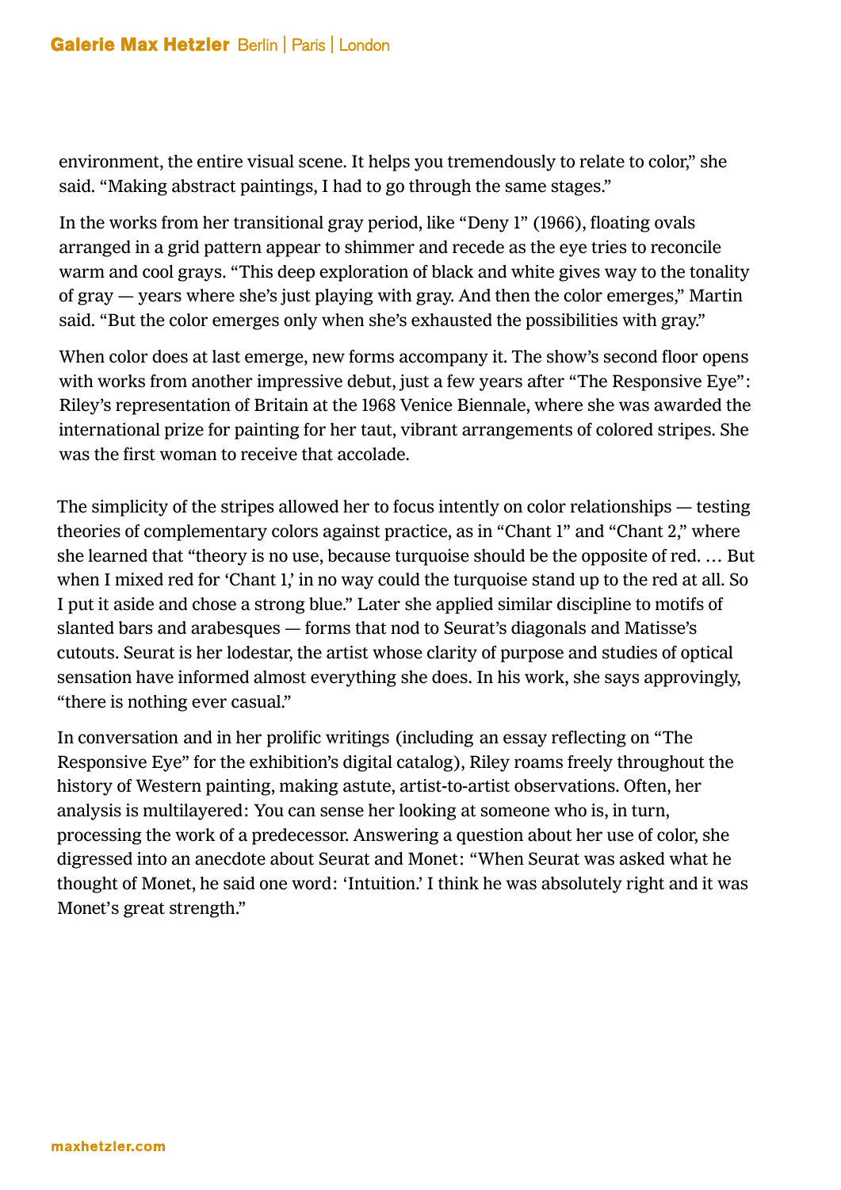environment, the entire visual scene. It helps you tremendously to relate to color," she said. "Making abstract paintings, I had to go through the same stages."

In the works from her transitional gray period, like "Deny 1" (1966), floating ovals arranged in a grid pattern appear to shimmer and recede as the eye tries to reconcile warm and cool grays. "This deep exploration of black and white gives way to the tonality of gray — years where she's just playing with gray. And then the color emerges," Martin said. "But the color emerges only when she's exhausted the possibilities with gray."

When color does at last emerge, new forms accompany it. The show's second floor opens with works from another impressive debut, just a few years after "The Responsive Eye": Riley's representation of Britain at the 1968 Venice Biennale, where she was awarded the international prize for painting for her taut, vibrant arrangements of colored stripes. She was the first woman to receive that accolade.

The simplicity of the stripes allowed her to focus intently on color relationships — testing theories of complementary colors against practice, as in "Chant 1" and "Chant 2," where she learned that "theory is no use, because turquoise should be the opposite of red. … But when I mixed red for 'Chant 1,' in no way could the turquoise stand up to the red at all. So I put it aside and chose a strong blue." Later she applied similar discipline to motifs of slanted bars and arabesques — forms that nod to Seurat's diagonals and Matisse's cutouts. Seurat is her lodestar, the artist whose clarity of purpose and studies of optical sensation have informed almost everything she does. In his work, she says approvingly, "there is nothing ever casual."

In conversation and in her prolific writings (including an essay reflecting on "The Responsive Eye" for the exhibition's digital catalog), Riley roams freely throughout the history of Western painting, making astute, artist-to-artist observations. Often, her analysis is multilayered: You can sense her looking at someone who is, in turn, processing the work of a predecessor. Answering a question about her use of color, she digressed into an anecdote about Seurat and Monet: "When Seurat was asked what he thought of Monet, he said one word: 'Intuition.' I think he was absolutely right and it was Monet's great strength."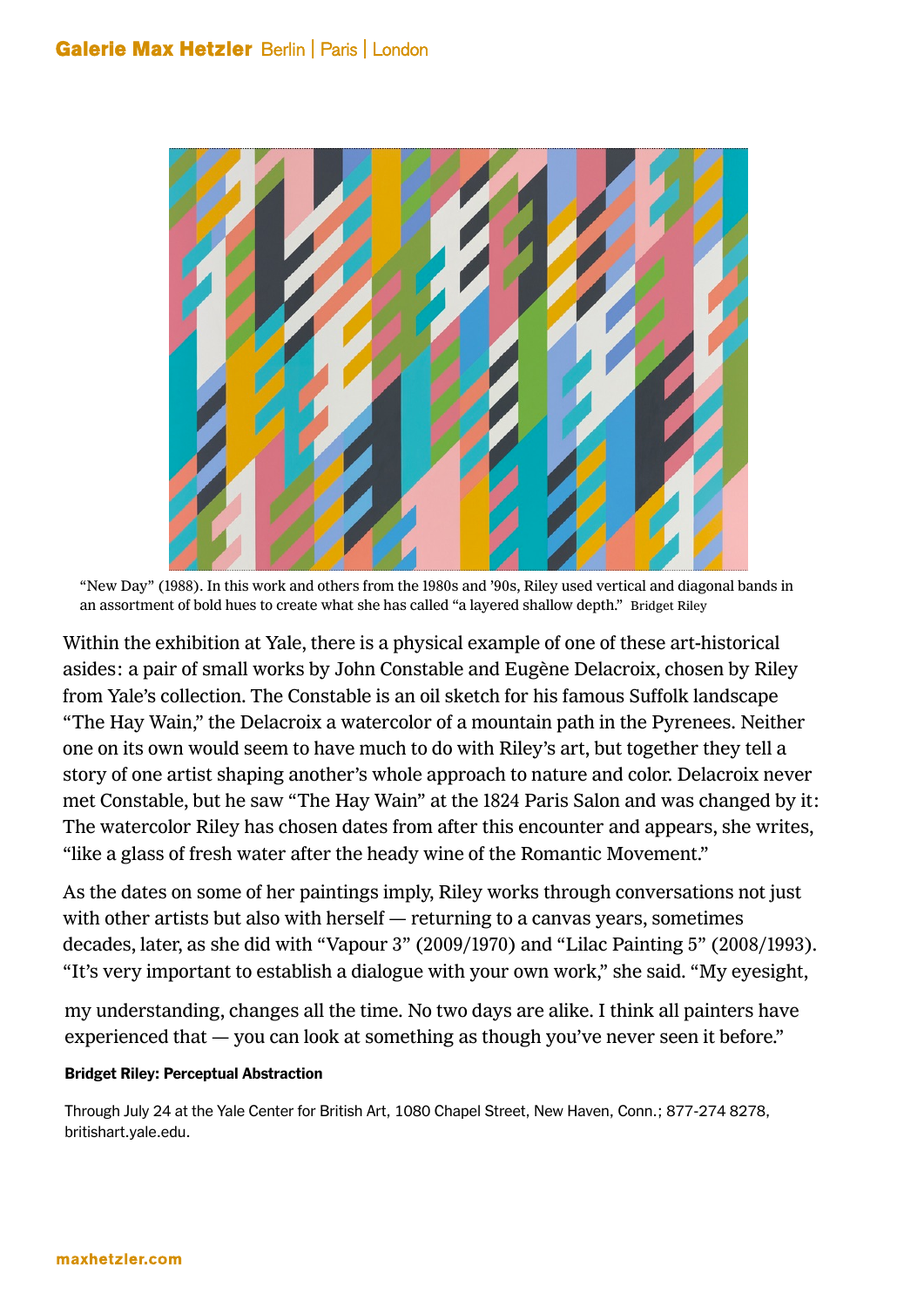"New Day" (1988). In this work and others from the 1980s and '90s, Riley used vertical and diagonal bands in an assortment of bold hues to create what she has called "a layered shallow depth." Bridget Riley

Within the exhibition at Yale, there is a physical example of one of these art-historical asides: a pair of small works by John Constable and Eugène Delacroix, chosen by Riley from Yale's collection. The Constable is an oil sketch for his famous Suffolk landscape "The Hay Wain," the Delacroix a watercolor of a mountain path in the Pyrenees. Neither one on its own would seem to have much to do with Riley's art, but together they tell a story of one artist shaping another's whole approach to nature and color. Delacroix never met Constable, but he saw "The Hay Wain" at the 1824 Paris Salon and was changed by it: The watercolor Riley has chosen dates from after this encounter and appears, she writes, "like a glass of fresh water after the heady wine of the Romantic Movement."

As the dates on some of her paintings imply, Riley works through conversations not just with other artists but also with herself — returning to a canvas years, sometimes decades, later, as she did with "Vapour 3" (2009/1970) and "Lilac Painting 5" (2008/1993). "It's very important to establish a dialogue with your own work," she said. "My eyesight, my understanding, changes all the time. No two days are alike. I think all painters have experienced that — you can look at something as though you've never seen it before."

**Bridget Riley: Perceptual Abstraction**

Through July 24 at the Yale Center for British Art, 1080 Chapel Street, New Haven, Conn.; 877-274 8278, britishart.yale.edu.